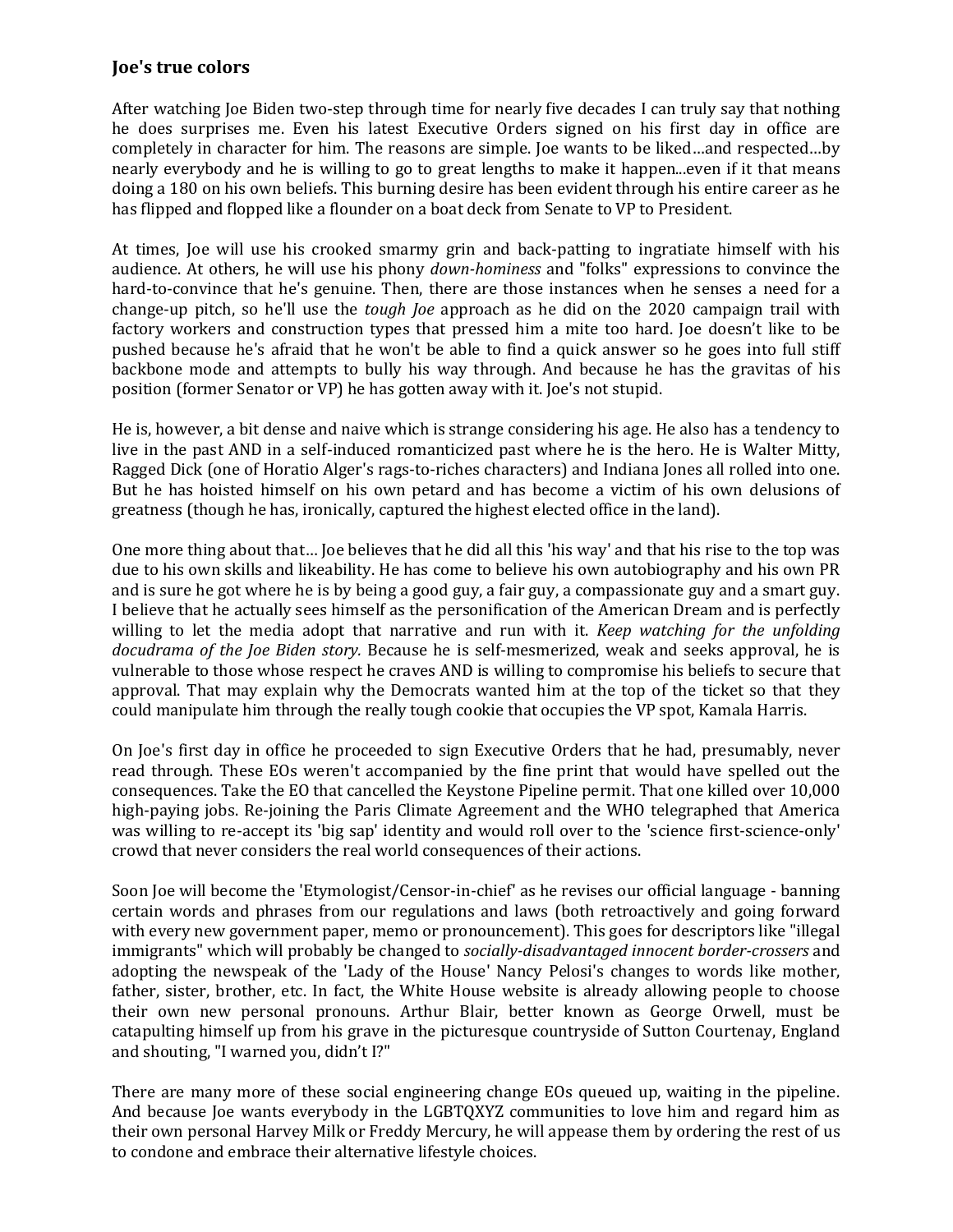### Joe's true colors

After watching Joe Biden two-step through time for nearly five decades I can truly say that nothing he does surprises me. Even his latest Executive Orders signed on his first day in office are completely in character for him. The reasons are simple. Joe wants to be liked…and respected…by nearly everybody and he is willing to go to great lengths to make it happen...even if it that means doing a 180 on his own beliefs. This burning desire has been evident through his entire career as he has flipped and flopped like a flounder on a boat deck from Senate to VP to President.

At times, Joe will use his crooked smarmy grin and back-patting to ingratiate himself with his audience. At others, he will use his phony *down-hominess* and "folks" expressions to convince the hard-to-convince that he's genuine. Then, there are those instances when he senses a need for a change-up pitch, so he'll use the *tough Joe* approach as he did on the 2020 campaign trail with factory workers and construction types that pressed him a mite too hard. Joe doesn't like to be pushed because he's afraid that he won't be able to find a quick answer so he goes into full stiff backbone mode and attempts to bully his way through. And because he has the gravitas of his position (former Senator or VP) he has gotten away with it. Joe's not stupid.

He is, however, a bit dense and naive which is strange considering his age. He also has a tendency to live in the past AND in a self-induced romanticized past where he is the hero. He is Walter Mitty, Ragged Dick (one of Horatio Alger's rags-to-riches characters) and Indiana Jones all rolled into one. But he has hoisted himself on his own petard and has become a victim of his own delusions of greatness (though he has, ironically, captured the highest elected office in the land).

One more thing about that… Joe believes that he did all this 'his way' and that his rise to the top was due to his own skills and likeability. He has come to believe his own autobiography and his own PR and is sure he got where he is by being a good guy, a fair guy, a compassionate guy and a smart guy. I believe that he actually sees himself as the personification of the American Dream and is perfectly willing to let the media adopt that narrative and run with it. *Keep watching for the unfolding docudrama of the Joe Biden story.* Because he is self-mesmerized, weak and seeks approval, he is vulnerable to those whose respect he craves AND is willing to compromise his beliefs to secure that approval. That may explain why the Democrats wanted him at the top of the ticket so that they could manipulate him through the really tough cookie that occupies the VP spot, Kamala Harris.

On Joe's first day in office he proceeded to sign Executive Orders that he had, presumably, never read through. These EOs weren't accompanied by the fine print that would have spelled out the consequences. Take the EO that cancelled the Keystone Pipeline permit. That one killed over 10,000 high-paying jobs. Re-joining the Paris Climate Agreement and the WHO telegraphed that America was willing to re-accept its 'big sap' identity and would roll over to the 'science first-science-only' crowd that never considers the real world consequences of their actions.

Soon Joe will become the 'Etymologist/Censor-in-chief' as he revises our official language - banning certain words and phrases from our regulations and laws (both retroactively and going forward with every new government paper, memo or pronouncement). This goes for descriptors like "illegal immigrants" which will probably be changed to *socially-disadvantaged innocent border-crossers* and adopting the newspeak of the 'Lady of the House' Nancy Pelosi's changes to words like mother, father, sister, brother, etc. In fact, the White House website is already allowing people to choose their own new personal pronouns. Arthur Blair, better known as George Orwell, must be catapulting himself up from his grave in the picturesque countryside of Sutton Courtenay, England and shouting, "I warned you, didn't I?"

There are many more of these social engineering change EOs queued up, waiting in the pipeline. And because Joe wants everybody in the LGBTQXYZ communities to love him and regard him as their own personal Harvey Milk or Freddy Mercury, he will appease them by ordering the rest of us to condone and embrace their alternative lifestyle choices.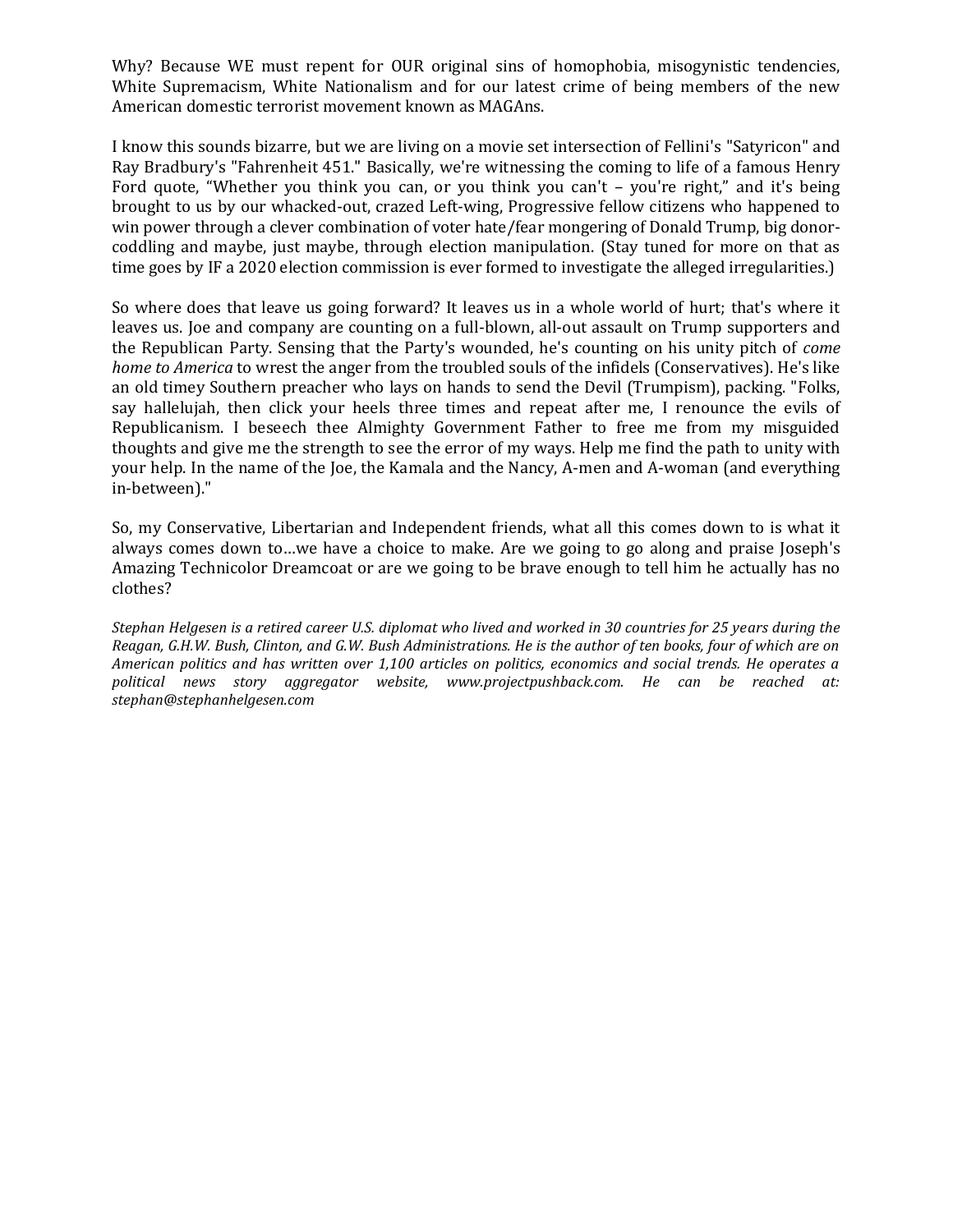Why? Because WE must repent for OUR original sins of homophobia, misogynistic tendencies, White Supremacism, White Nationalism and for our latest crime of being members of the new American domestic terrorist movement known as MAGAns.

I know this sounds bizarre, but we are living on a movie set intersection of Fellini's "Satyricon" and Ray Bradbury's "Fahrenheit 451." Basically, we're witnessing the coming to life of a famous Henry Ford quote, "Whether you think you can, or you think you can't – you're right," and it's being brought to us by our whacked-out, crazed Left-wing, Progressive fellow citizens who happened to win power through a clever combination of voter hate/fear mongering of Donald Trump, big donor-coddling and maybe, just maybe, through election manipulation. (Stay tuned for more on that as time goes by IF a 2020 election commission is ever formed to investigate the alleged irregularities.)

So where does that leave us going forward? It leaves us in a whole world of hurt; that's where it leaves us. Joe and company are counting on a full-blown, all-out assault on Trump supporters and the Republican Party. Sensing that the Party's wounded, he's counting on his unity pitch of *come home to America* to wrest the anger from the troubled souls of the infidels (Conservatives). He's like an old timey Southern preacher who lays on hands to send the Devil (Trumpism), packing. "Folks, say hallelujah, then click your heels three times and repeat after me, I renounce the evils of Republicanism. I beseech thee Almighty Government Father to free me from my misguided thoughts and give me the strength to see the error of my ways. Help me find the path to unity with your help. In the name of the Joe, the Kamala and the Nancy, A-men and A-woman (and everything in-between)."

So, my Conservative, Libertarian and Independent friends, what all this comes down to is what it always comes down to…we have a choice to make. Are we going to go along and praise Joseph's Amazing Technicolor Dreamcoat or are we going to be brave enough to tell him he actually has no clothes?

*Stephan Helgesen is a retired career U.S. diplomat who lived and worked in 30 countries for 25 years during the Reagan, G.H.W. Bush, Clinton, and G.W. Bush Administrations. He is the author of ten books, four of which are on American politics and has written over 1,100 articles on politics, economics and social trends. He operates a political news story aggregator website, www.projectpushback.com. He can be reached at: stephan@stephanhelgesen.com*